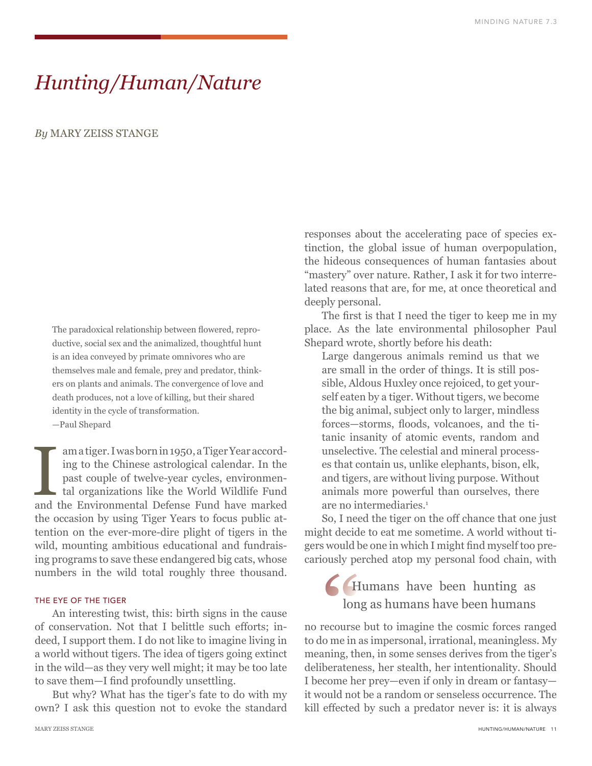# *Hunting/Human/Nature*

*By* MARY ZEISS STANGE

> The paradoxical relationship between flowered, reproductive, social sex and the animalized, thoughtful hunt is an idea conveyed by primate omnivores who are themselves male and female, prey and predator, thinkers on plants and animals. The convergence of love and death produces, not a love of killing, but their shared identity in the cycle of transformation.
>
> —Paul Shepard

I am a tiger. I was born in 1950, a Tiger Year according to the Chinese astrological calendar. In the past couple of twelve-year cycles, environmental organizations like the World Wildlife Fund and the Environmental Defense Fund have marked the occasion by using Tiger Years to focus public attention on the ever-more-dire plight of tigers in the wild, mounting ambitious educational and fundraising programs to save these endangered big cats, whose numbers in the wild total roughly three thousand.

## THE EYE OF THE TIGER

An interesting twist, this: birth signs in the cause of conservation. Not that I belittle such efforts; indeed, I support them. I do not like to imagine living in a world without tigers. The idea of tigers going extinct in the wild—as they very well might; it may be too late to save them—I find profoundly unsettling.

But why? What has the tiger's fate to do with my own? I ask this question not to evoke the standard responses about the accelerating pace of species extinction, the global issue of human overpopulation, the hideous consequences of human fantasies about "mastery" over nature. Rather, I ask it for two interrelated reasons that are, for me, at once theoretical and deeply personal.

The first is that I need the tiger to keep me in my place. As the late environmental philosopher Paul Shepard wrote, shortly before his death:

> Large dangerous animals remind us that we are small in the order of things. It is still possible, Aldous Huxley once rejoiced, to get yourself eaten by a tiger. Without tigers, we become the big animal, subject only to larger, mindless forces—storms, floods, volcanoes, and the titanic insanity of atomic events, random and unselective. The celestial and mineral processes that contain us, unlike elephants, bison, elk, and tigers, are without living purpose. Without animals more powerful than ourselves, there are no intermediaries.[1]

So, I need the tiger on the off chance that one just might decide to eat me sometime. A world without tigers would be one in which I might find myself too precariously perched atop my personal food chain, with no recourse but to imagine the cosmic forces ranged to do me in as impersonal, irrational, meaningless. My meaning, then, in some senses derives from the tiger's deliberateness, her stealth, her intentionality. Should I become her prey—even if only in dream or fantasy—it would not be a random or senseless occurrence. The kill effected by such a predator never is: it is always

> "Humans have been hunting as long as humans have been humans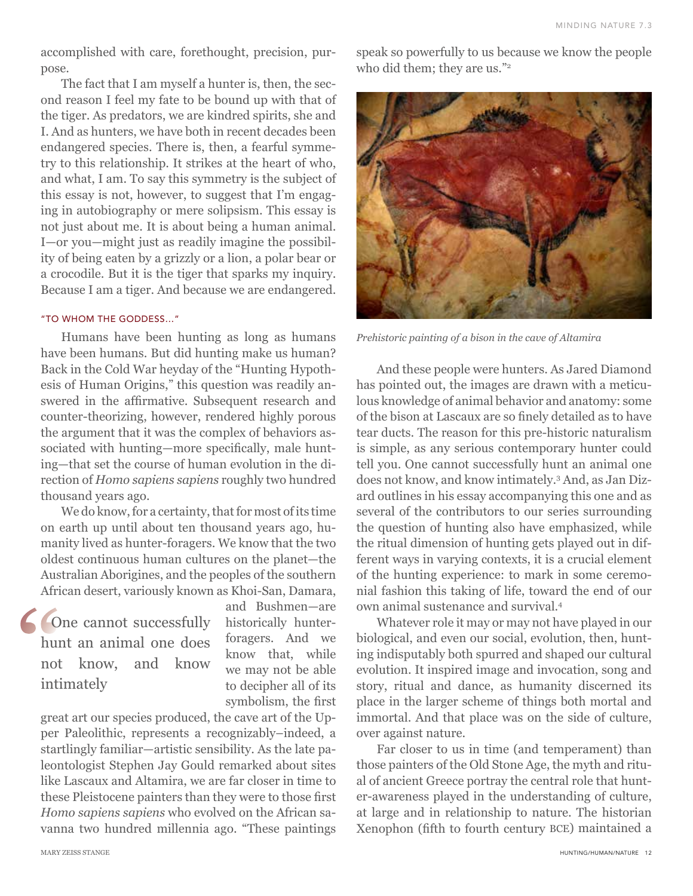accomplished with care, forethought, precision, purpose.

The fact that I am myself a hunter is, then, the second reason I feel my fate to be bound up with that of the tiger. As predators, we are kindred spirits, she and I. And as hunters, we have both in recent decades been endangered species. There is, then, a fearful symmetry to this relationship. It strikes at the heart of who, and what, I am. To say this symmetry is the subject of this essay is not, however, to suggest that I'm engaging in autobiography or mere solipsism. This essay is not just about me. It is about being a human animal. I—or you—might just as readily imagine the possibility of being eaten by a grizzly or a lion, a polar bear or a crocodile. But it is the tiger that sparks my inquiry. Because I am a tiger. And because we are endangered.

### "TO WHOM THE GODDESS..."

Humans have been hunting as long as humans have been humans. But did hunting make us human? Back in the Cold War heyday of the "Hunting Hypothesis of Human Origins," this question was readily answered in the affirmative. Subsequent research and counter-theorizing, however, rendered highly porous the argument that it was the complex of behaviors associated with hunting—more specifically, male hunting—that set the course of human evolution in the direction of *Homo sapiens sapiens* roughly two hundred thousand years ago.

We do know, for a certainty, that for most of its time on earth up until about ten thousand years ago, humanity lived as hunter-foragers. We know that the two oldest continuous human cultures on the planet—the Australian Aborigines, and the peoples of the southern African desert, variously known as Khoi-San, Damara, and Bushmen—are historically hunter-foragers. And we know that, while we may not be able to decipher all of its symbolism, the first great art our species produced, the cave art of the Upper Paleolithic, represents a recognizably–indeed, a startlingly familiar—artistic sensibility. As the late paleontologist Stephen Jay Gould remarked about sites like Lascaux and Altamira, we are far closer in time to these Pleistocene painters than they were to those first *Homo sapiens sapiens* who evolved on the African savanna two hundred millennia ago. "These paintings speak so powerfully to us because we know the people who did them; they are us."[2]

> "One cannot successfully hunt an animal one does not know, and know intimately

*Prehistoric painting of a bison in the cave of Altamira*

And these people were hunters. As Jared Diamond has pointed out, the images are drawn with a meticulous knowledge of animal behavior and anatomy: some of the bison at Lascaux are so finely detailed as to have tear ducts. The reason for this pre-historic naturalism is simple, as any serious contemporary hunter could tell you. One cannot successfully hunt an animal one does not know, and know intimately.[3] And, as Jan Dizard outlines in his essay accompanying this one and as several of the contributors to our series surrounding the question of hunting also have emphasized, while the ritual dimension of hunting gets played out in different ways in varying contexts, it is a crucial element of the hunting experience: to mark in some ceremonial fashion this taking of life, toward the end of our own animal sustenance and survival.[4]

Whatever role it may or may not have played in our biological, and even our social, evolution, then, hunting indisputably both spurred and shaped our cultural evolution. It inspired image and invocation, song and story, ritual and dance, as humanity discerned its place in the larger scheme of things both mortal and immortal. And that place was on the side of culture, over against nature.

Far closer to us in time (and temperament) than those painters of the Old Stone Age, the myth and ritual of ancient Greece portray the central role that hunter-awareness played in the understanding of culture, at large and in relationship to nature. The historian Xenophon (fifth to fourth century BCE) maintained a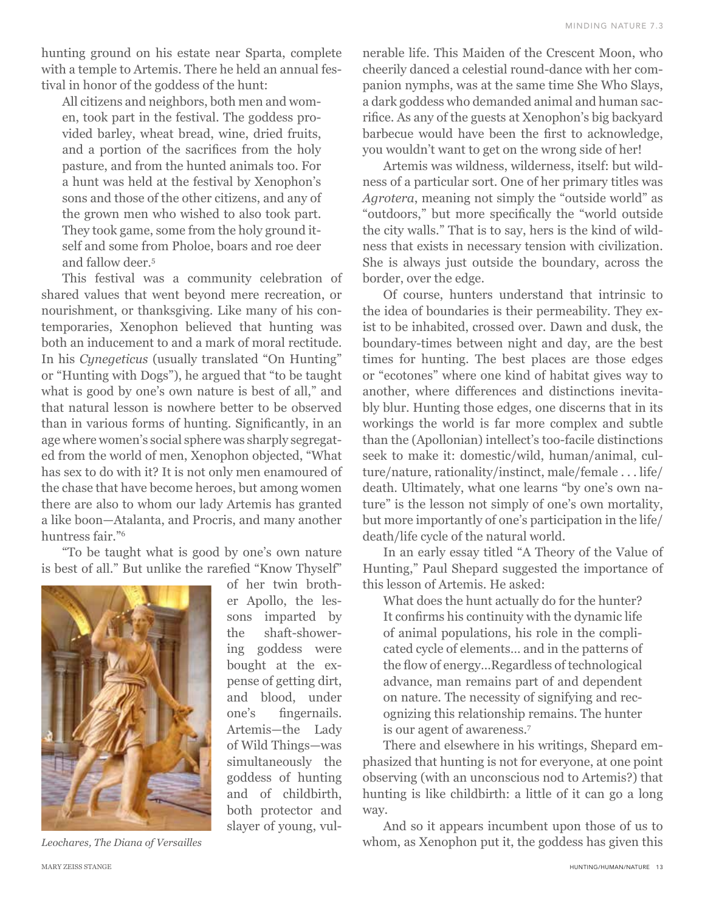hunting ground on his estate near Sparta, complete with a temple to Artemis. There he held an annual festival in honor of the goddess of the hunt:

> All citizens and neighbors, both men and women, took part in the festival. The goddess provided barley, wheat bread, wine, dried fruits, and a portion of the sacrifices from the holy pasture, and from the hunted animals too. For a hunt was held at the festival by Xenophon's sons and those of the other citizens, and any of the grown men who wished to also took part. They took game, some from the holy ground itself and some from Pholoe, boars and roe deer and fallow deer.[5]

This festival was a community celebration of shared values that went beyond mere recreation, or nourishment, or thanksgiving. Like many of his contemporaries, Xenophon believed that hunting was both an inducement to and a mark of moral rectitude. In his *Cynegeticus* (usually translated "On Hunting" or "Hunting with Dogs"), he argued that "to be taught what is good by one's own nature is best of all," and that natural lesson is nowhere better to be observed than in various forms of hunting. Significantly, in an age where women's social sphere was sharply segregated from the world of men, Xenophon objected, "What has sex to do with it? It is not only men enamoured of the chase that have become heroes, but among women there are also to whom our lady Artemis has granted a like boon—Atalanta, and Procris, and many another huntress fair."[6]

"To be taught what is good by one's own nature is best of all." But unlike the rarefied "Know Thyself" of her twin brother Apollo, the lessons imparted by the shaft-showering goddess were bought at the expense of getting dirt, and blood, under one's fingernails. Artemis—the Lady of Wild Things—was simultaneously the goddess of hunting and of childbirth, both protector and slayer of young, vulnerable life. This Maiden of the Crescent Moon, who cheerily danced a celestial round-dance with her companion nymphs, was at the same time She Who Slays, a dark goddess who demanded animal and human sacrifice. As any of the guests at Xenophon's big backyard barbecue would have been the first to acknowledge, you wouldn't want to get on the wrong side of her!

*Leochares, The Diana of Versailles*

Artemis was wildness, wilderness, itself: but wildness of a particular sort. One of her primary titles was *Agrotera*, meaning not simply the "outside world" as "outdoors," but more specifically the "world outside the city walls." That is to say, hers is the kind of wildness that exists in necessary tension with civilization. She is always just outside the boundary, across the border, over the edge.

Of course, hunters understand that intrinsic to the idea of boundaries is their permeability. They exist to be inhabited, crossed over. Dawn and dusk, the boundary-times between night and day, are the best times for hunting. The best places are those edges or "ecotones" where one kind of habitat gives way to another, where differences and distinctions inevitably blur. Hunting those edges, one discerns that in its workings the world is far more complex and subtle than the (Apollonian) intellect's too-facile distinctions seek to make it: domestic/wild, human/animal, culture/nature, rationality/instinct, male/female . . . life/death. Ultimately, what one learns "by one's own nature" is the lesson not simply of one's own mortality, but more importantly of one's participation in the life/death/life cycle of the natural world.

In an early essay titled "A Theory of the Value of Hunting," Paul Shepard suggested the importance of this lesson of Artemis. He asked:

> What does the hunt actually do for the hunter? It confirms his continuity with the dynamic life of animal populations, his role in the complicated cycle of elements... and in the patterns of the flow of energy...Regardless of technological advance, man remains part of and dependent on nature. The necessity of signifying and recognizing this relationship remains. The hunter is our agent of awareness.[7]

There and elsewhere in his writings, Shepard emphasized that hunting is not for everyone, at one point observing (with an unconscious nod to Artemis?) that hunting is like childbirth: a little of it can go a long way.

And so it appears incumbent upon those of us to whom, as Xenophon put it, the goddess has given this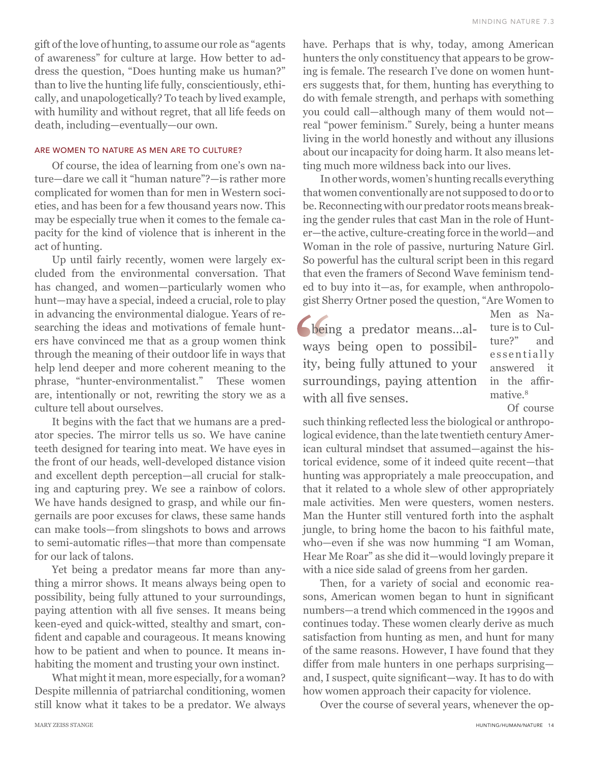gift of the love of hunting, to assume our role as "agents of awareness" for culture at large. How better to address the question, "Does hunting make us human?" than to live the hunting life fully, conscientiously, ethically, and unapologetically? To teach by lived example, with humility and without regret, that all life feeds on death, including—eventually—our own.

## ARE WOMEN TO NATURE AS MEN ARE TO CULTURE?

Of course, the idea of learning from one's own nature—dare we call it "human nature"?—is rather more complicated for women than for men in Western societies, and has been for a few thousand years now. This may be especially true when it comes to the female capacity for the kind of violence that is inherent in the act of hunting.

Up until fairly recently, women were largely excluded from the environmental conversation. That has changed, and women—particularly women who hunt—may have a special, indeed a crucial, role to play in advancing the environmental dialogue. Years of researching the ideas and motivations of female hunters have convinced me that as a group women think through the meaning of their outdoor life in ways that help lend deeper and more coherent meaning to the phrase, "hunter-environmentalist." These women are, intentionally or not, rewriting the story we as a culture tell about ourselves.

It begins with the fact that we humans are a predator species. The mirror tells us so. We have canine teeth designed for tearing into meat. We have eyes in the front of our heads, well-developed distance vision and excellent depth perception—all crucial for stalking and capturing prey. We see a rainbow of colors. We have hands designed to grasp, and while our fingernails are poor excuses for claws, these same hands can make tools—from slingshots to bows and arrows to semi-automatic rifles—that more than compensate for our lack of talons.

Yet being a predator means far more than anything a mirror shows. It means always being open to possibility, being fully attuned to your surroundings, paying attention with all five senses. It means being keen-eyed and quick-witted, stealthy and smart, confident and capable and courageous. It means knowing how to be patient and when to pounce. It means inhabiting the moment and trusting your own instinct.

What might it mean, more especially, for a woman? Despite millennia of patriarchal conditioning, women still know what it takes to be a predator. We always have. Perhaps that is why, today, among American hunters the only constituency that appears to be growing is female. The research I've done on women hunters suggests that, for them, hunting has everything to do with female strength, and perhaps with something you could call—although many of them would not—real "power feminism." Surely, being a hunter means living in the world honestly and without any illusions about our incapacity for doing harm. It also means letting much more wildness back into our lives.

In other words, women's hunting recalls everything that women conventionally are not supposed to do or to be. Reconnecting with our predator roots means breaking the gender rules that cast Man in the role of Hunter—the active, culture-creating force in the world—and Woman in the role of passive, nurturing Nature Girl. So powerful has the cultural script been in this regard that even the framers of Second Wave feminism tended to buy into it—as, for example, when anthropologist Sherry Ortner posed the question, "Are Women to Men as Nature is to Culture?" and essentially answered it in the affirmative.[8]

> "being a predator means...always being open to possibility, being fully attuned to your surroundings, paying attention with all five senses.

Of course such thinking reflected less the biological or anthropological evidence, than the late twentieth century American cultural mindset that assumed—against the historical evidence, some of it indeed quite recent—that hunting was appropriately a male preoccupation, and that it related to a whole slew of other appropriately male activities. Men were questers, women nesters. Man the Hunter still ventured forth into the asphalt jungle, to bring home the bacon to his faithful mate, who—even if she was now humming "I am Woman, Hear Me Roar" as she did it—would lovingly prepare it with a nice side salad of greens from her garden.

Then, for a variety of social and economic reasons, American women began to hunt in significant numbers—a trend which commenced in the 1990s and continues today. These women clearly derive as much satisfaction from hunting as men, and hunt for many of the same reasons. However, I have found that they differ from male hunters in one perhaps surprising—and, I suspect, quite significant—way. It has to do with how women approach their capacity for violence.

Over the course of several years, whenever the op-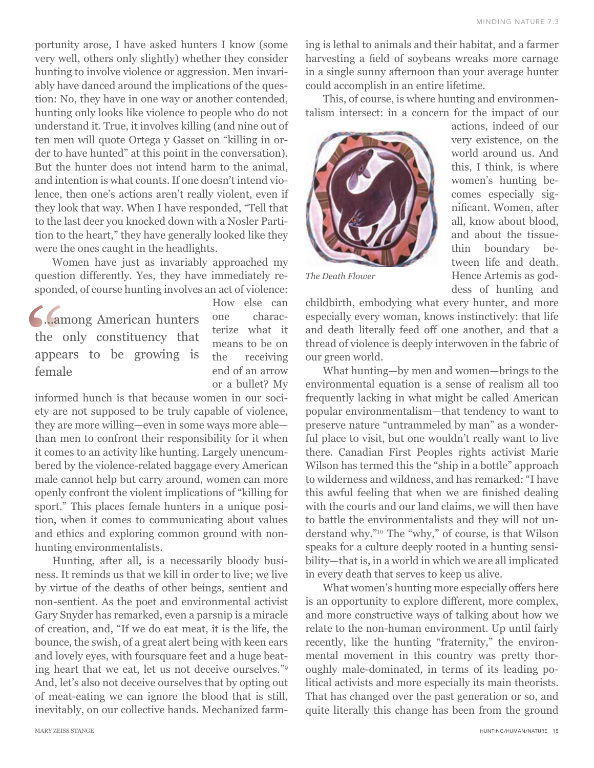portunity arose, I have asked hunters I know (some very well, others only slightly) whether they consider hunting to involve violence or aggression. Men invariably have danced around the implications of the question: No, they have in one way or another contended, hunting only looks like violence to people who do not understand it. True, it involves killing (and nine out of ten men will quote Ortega y Gasset on "killing in order to have hunted" at this point in the conversation). But the hunter does not intend harm to the animal, and intention is what counts. If one doesn't intend violence, then one's actions aren't really violent, even if they look that way. When I have responded, "Tell that to the last deer you knocked down with a Nosler Partition to the heart," they have generally looked like they were the ones caught in the headlights.

Women have just as invariably approached my question differently. Yes, they have immediately responded, of course hunting involves an act of violence: How else can one characterize what it means to be on the receiving end of an arrow or a bullet? My informed hunch is that because women in our society are not supposed to be truly capable of violence, they are more willing—even in some ways more able—than men to confront their responsibility for it when it comes to an activity like hunting. Largely unencumbered by the violence-related baggage every American male cannot help but carry around, women can more openly confront the violent implications of "killing for sport." This places female hunters in a unique position, when it comes to communicating about values and ethics and exploring common ground with non-hunting environmentalists.

> "...among American hunters the only constituency that appears to be growing is female

Hunting, after all, is a necessarily bloody business. It reminds us that we kill in order to live; we live by virtue of the deaths of other beings, sentient and non-sentient. As the poet and environmental activist Gary Snyder has remarked, even a parsnip is a miracle of creation, and, "If we do eat meat, it is the life, the bounce, the swish, of a great alert being with keen ears and lovely eyes, with foursquare feet and a huge beating heart that we eat, let us not deceive ourselves."[9] And, let's also not deceive ourselves that by opting out of meat-eating we can ignore the blood that is still, inevitably, on our collective hands. Mechanized farming is lethal to animals and their habitat, and a farmer harvesting a field of soybeans wreaks more carnage in a single sunny afternoon than your average hunter could accomplish in an entire lifetime.

This, of course, is where hunting and environmentalism intersect: in a concern for the impact of our actions, indeed of our very existence, on the world around us. And this, I think, is where women's hunting becomes especially significant. Women, after all, know about blood, and about the tissue-thin boundary between life and death. Hence Artemis as goddess of hunting and childbirth, embodying what every hunter, and more especially every woman, knows instinctively: that life and death literally feed off one another, and that a thread of violence is deeply interwoven in the fabric of our green world.

*The Death Flower*

What hunting—by men and women—brings to the environmental equation is a sense of realism all too frequently lacking in what might be called American popular environmentalism—that tendency to want to preserve nature "untrammeled by man" as a wonderful place to visit, but one wouldn't really want to live there. Canadian First Peoples rights activist Marie Wilson has termed this the "ship in a bottle" approach to wilderness and wildness, and has remarked: "I have this awful feeling that when we are finished dealing with the courts and our land claims, we will then have to battle the environmentalists and they will not understand why."[10] The "why," of course, is that Wilson speaks for a culture deeply rooted in a hunting sensibility—that is, in a world in which we are all implicated in every death that serves to keep us alive.

What women's hunting more especially offers here is an opportunity to explore different, more complex, and more constructive ways of talking about how we relate to the non-human environment. Up until fairly recently, like the hunting "fraternity," the environmental movement in this country was pretty thoroughly male-dominated, in terms of its leading political activists and more especially its main theorists. That has changed over the past generation or so, and quite literally this change has been from the ground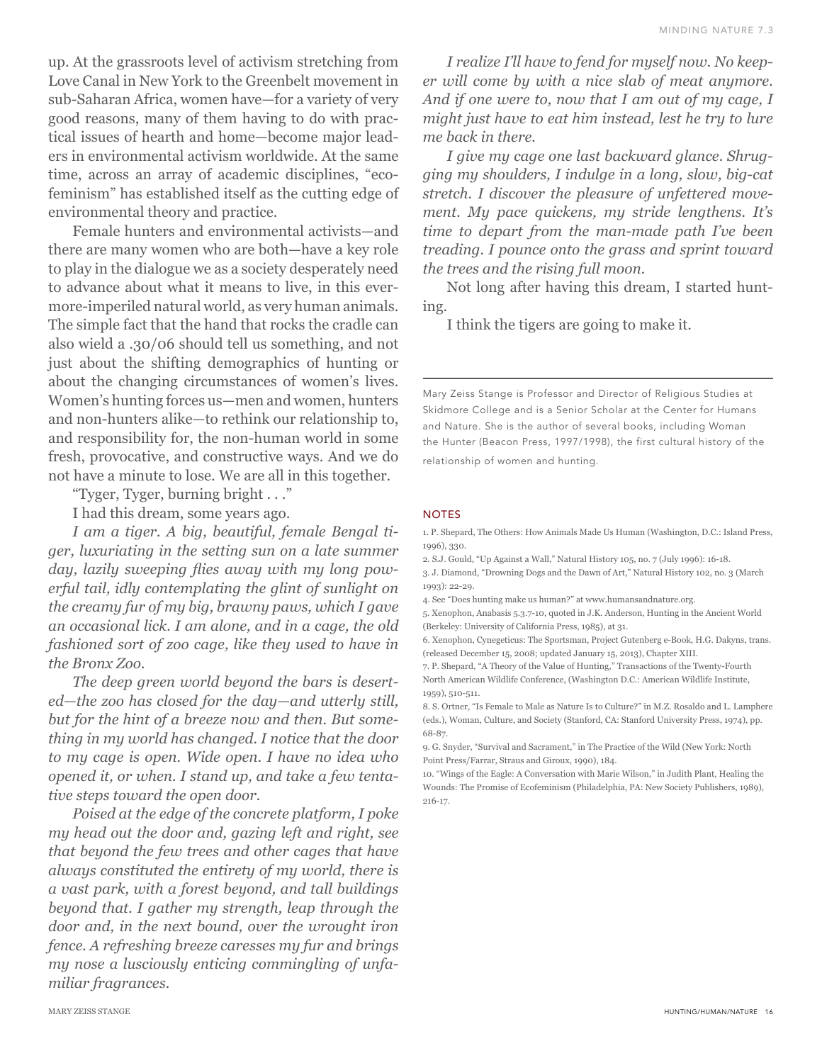up. At the grassroots level of activism stretching from Love Canal in New York to the Greenbelt movement in sub-Saharan Africa, women have—for a variety of very good reasons, many of them having to do with practical issues of hearth and home—become major leaders in environmental activism worldwide. At the same time, across an array of academic disciplines, "ecofeminism" has established itself as the cutting edge of environmental theory and practice.

Female hunters and environmental activists—and there are many women who are both—have a key role to play in the dialogue we as a society desperately need to advance about what it means to live, in this ever-more-imperiled natural world, as very human animals. The simple fact that the hand that rocks the cradle can also wield a .30/06 should tell us something, and not just about the shifting demographics of hunting or about the changing circumstances of women's lives. Women's hunting forces us—men and women, hunters and non-hunters alike—to rethink our relationship to, and responsibility for, the non-human world in some fresh, provocative, and constructive ways. And we do not have a minute to lose. We are all in this together.

"Tyger, Tyger, burning bright . . ."

I had this dream, some years ago.

*I am a tiger. A big, beautiful, female Bengal tiger, luxuriating in the setting sun on a late summer day, lazily sweeping flies away with my long powerful tail, idly contemplating the glint of sunlight on the creamy fur of my big, brawny paws, which I gave an occasional lick. I am alone, and in a cage, the old fashioned sort of zoo cage, like they used to have in the Bronx Zoo.*

*The deep green world beyond the bars is deserted—the zoo has closed for the day—and utterly still, but for the hint of a breeze now and then. But something in my world has changed. I notice that the door to my cage is open. Wide open. I have no idea who opened it, or when. I stand up, and take a few tentative steps toward the open door.*

*Poised at the edge of the concrete platform, I poke my head out the door and, gazing left and right, see that beyond the few trees and other cages that have always constituted the entirety of my world, there is a vast park, with a forest beyond, and tall buildings beyond that. I gather my strength, leap through the door and, in the next bound, over the wrought iron fence. A refreshing breeze caresses my fur and brings my nose a lusciously enticing commingling of unfamiliar fragrances.*

*I realize I'll have to fend for myself now. No keeper will come by with a nice slab of meat anymore. And if one were to, now that I am out of my cage, I might just have to eat him instead, lest he try to lure me back in there.*

*I give my cage one last backward glance. Shrugging my shoulders, I indulge in a long, slow, big-cat stretch. I discover the pleasure of unfettered movement. My pace quickens, my stride lengthens. It's time to depart from the man-made path I've been treading. I pounce onto the grass and sprint toward the trees and the rising full moon.*

Not long after having this dream, I started hunting.

I think the tigers are going to make it.

---

Mary Zeiss Stange is Professor and Director of Religious Studies at Skidmore College and is a Senior Scholar at the Center for Humans and Nature. She is the author of several books, including Woman the Hunter (Beacon Press, 1997/1998), the first cultural history of the relationship of women and hunting.

## NOTES

1. P. Shepard, The Others: How Animals Made Us Human (Washington, D.C.: Island Press, 1996), 330.
2. S.J. Gould, "Up Against a Wall," Natural History 105, no. 7 (July 1996): 16-18.
3. J. Diamond, "Drowning Dogs and the Dawn of Art," Natural History 102, no. 3 (March 1993): 22-29.
4. See "Does hunting make us human?" at www.humansandnature.org.
5. Xenophon, Anabasis 5.3.7-10, quoted in J.K. Anderson, Hunting in the Ancient World (Berkeley: University of California Press, 1985), at 31.
6. Xenophon, Cynegeticus: The Sportsman, Project Gutenberg e-Book, H.G. Dakyns, trans. (released December 15, 2008; updated January 15, 2013), Chapter XIII.
7. P. Shepard, "A Theory of the Value of Hunting," Transactions of the Twenty-Fourth North American Wildlife Conference, (Washington D.C.: American Wildlife Institute, 1959), 510-511.
8. S. Ortner, "Is Female to Male as Nature Is to Culture?" in M.Z. Rosaldo and L. Lamphere (eds.), Woman, Culture, and Society (Stanford, CA: Stanford University Press, 1974), pp. 68-87.
9. G. Snyder, "Survival and Sacrament," in The Practice of the Wild (New York: North Point Press/Farrar, Straus and Giroux, 1990), 184.
10. "Wings of the Eagle: A Conversation with Marie Wilson," in Judith Plant, Healing the Wounds: The Promise of Ecofeminism (Philadelphia, PA: New Society Publishers, 1989), 216-17.